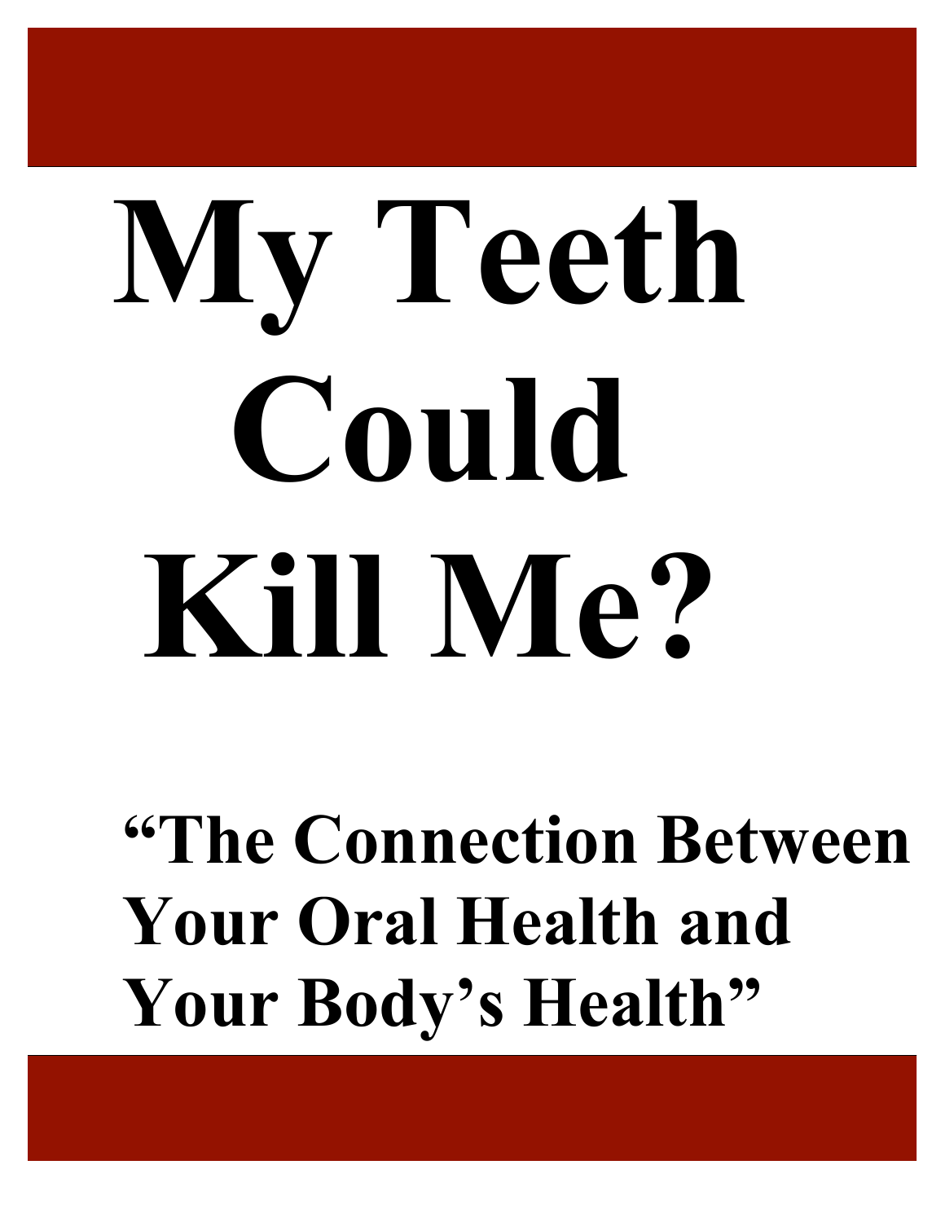# My Teeth Could Kill Me?

## "The Connection Between Your Oral Health and Your Body's Health"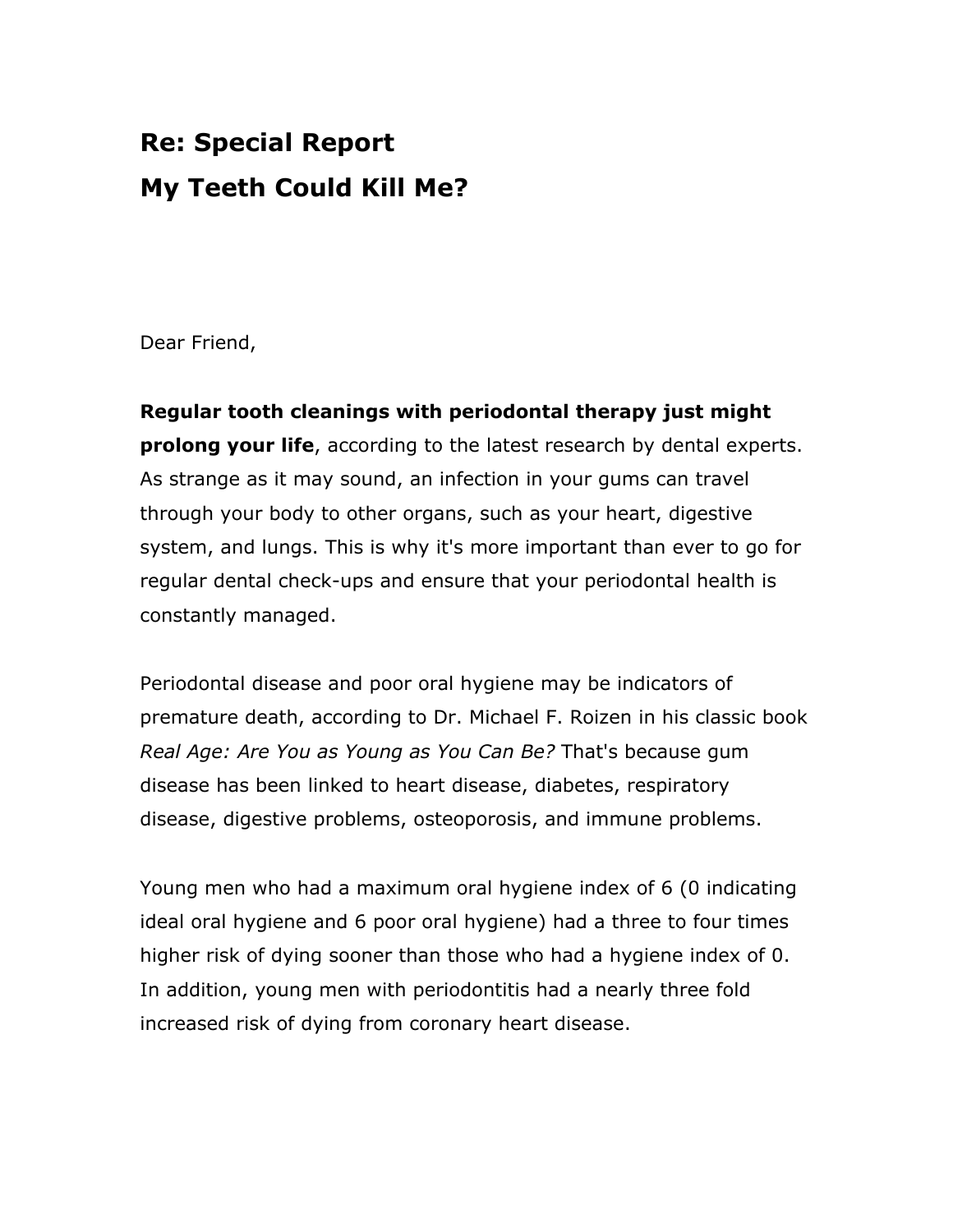## Re: Special Report

## My Teeth Could Kill Me?

Dear Friend,

**Regular tooth cleanings with periodontal therapy just might prolong your life**, according to the latest research by dental experts. As strange as it may sound, an infection in your gums can travel through your body to other organs, such as your heart, digestive system, and lungs. This is why it's more important than ever to go for regular dental check-ups and ensure that your periodontal health is constantly managed.

Periodontal disease and poor oral hygiene may be indicators of premature death, according to Dr. Michael F. Roizen in his classic book *Real Age: Are You as Young as You Can Be?* That's because gum disease has been linked to heart disease, diabetes, respiratory disease, digestive problems, osteoporosis, and immune problems.

Young men who had a maximum oral hygiene index of 6 (0 indicating ideal oral hygiene and 6 poor oral hygiene) had a three to four times higher risk of dying sooner than those who had a hygiene index of 0. In addition, young men with periodontitis had a nearly three fold increased risk of dying from coronary heart disease.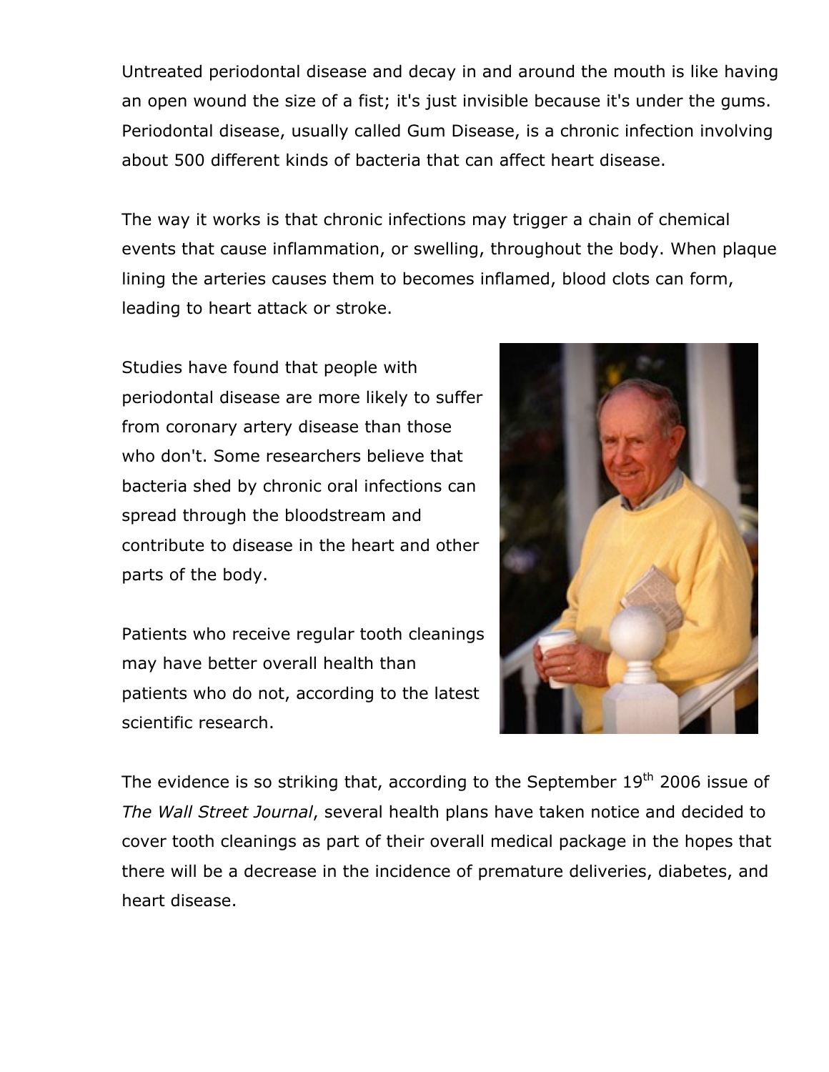Untreated periodontal disease and decay in and around the mouth is like having an open wound the size of a fist; it's just invisible because it's under the gums. Periodontal disease, usually called Gum Disease, is a chronic infection involving about 500 different kinds of bacteria that can affect heart disease.

The way it works is that chronic infections may trigger a chain of chemical events that cause inflammation, or swelling, throughout the body. When plaque lining the arteries causes them to becomes inflamed, blood clots can form, leading to heart attack or stroke.

Studies have found that people with periodontal disease are more likely to suffer from coronary artery disease than those who don't. Some researchers believe that bacteria shed by chronic oral infections can spread through the bloodstream and contribute to disease in the heart and other parts of the body.

Patients who receive regular tooth cleanings may have better overall health than patients who do not, according to the latest scientific research.

The evidence is so striking that, according to the September 19th 2006 issue of *The Wall Street Journal*, several health plans have taken notice and decided to cover tooth cleanings as part of their overall medical package in the hopes that there will be a decrease in the incidence of premature deliveries, diabetes, and heart disease.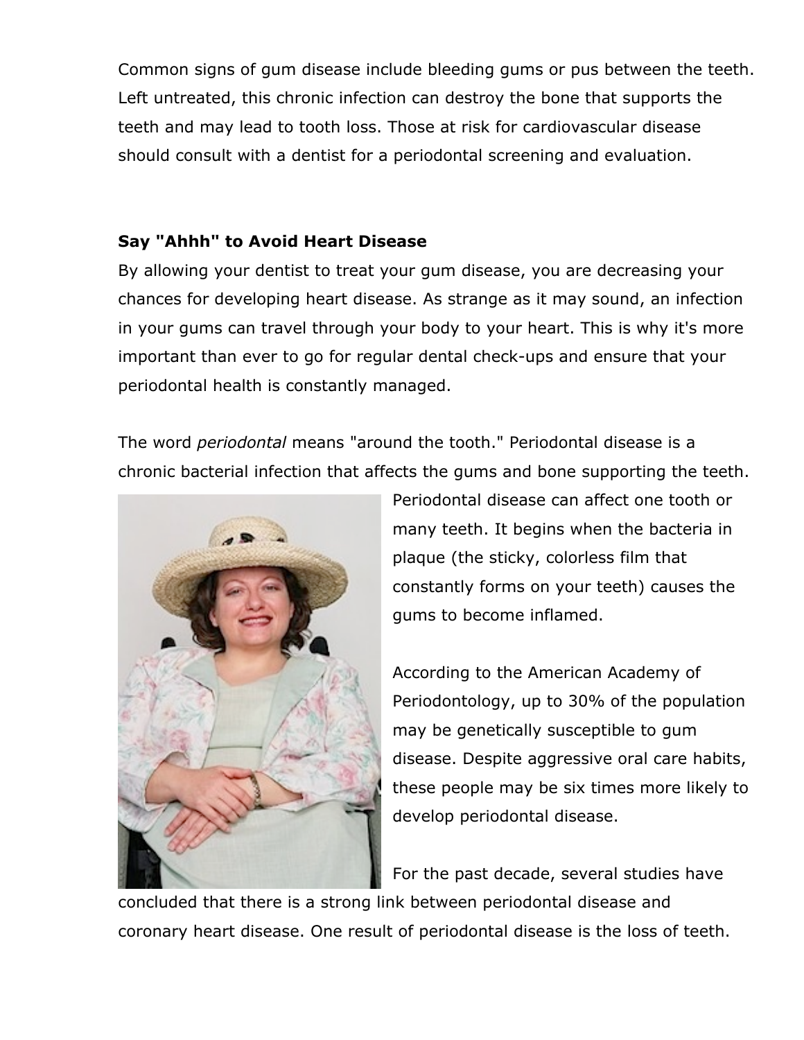Common signs of gum disease include bleeding gums or pus between the teeth. Left untreated, this chronic infection can destroy the bone that supports the teeth and may lead to tooth loss. Those at risk for cardiovascular disease should consult with a dentist for a periodontal screening and evaluation.

**Say "Ahhh" to Avoid Heart Disease**

By allowing your dentist to treat your gum disease, you are decreasing your chances for developing heart disease. As strange as it may sound, an infection in your gums can travel through your body to your heart. This is why it's more important than ever to go for regular dental check-ups and ensure that your periodontal health is constantly managed.

The word *periodontal* means "around the tooth." Periodontal disease is a chronic bacterial infection that affects the gums and bone supporting the teeth. Periodontal disease can affect one tooth or many teeth. It begins when the bacteria in plaque (the sticky, colorless film that constantly forms on your teeth) causes the gums to become inflamed.

According to the American Academy of Periodontology, up to 30% of the population may be genetically susceptible to gum disease. Despite aggressive oral care habits, these people may be six times more likely to develop periodontal disease.

For the past decade, several studies have concluded that there is a strong link between periodontal disease and coronary heart disease. One result of periodontal disease is the loss of teeth.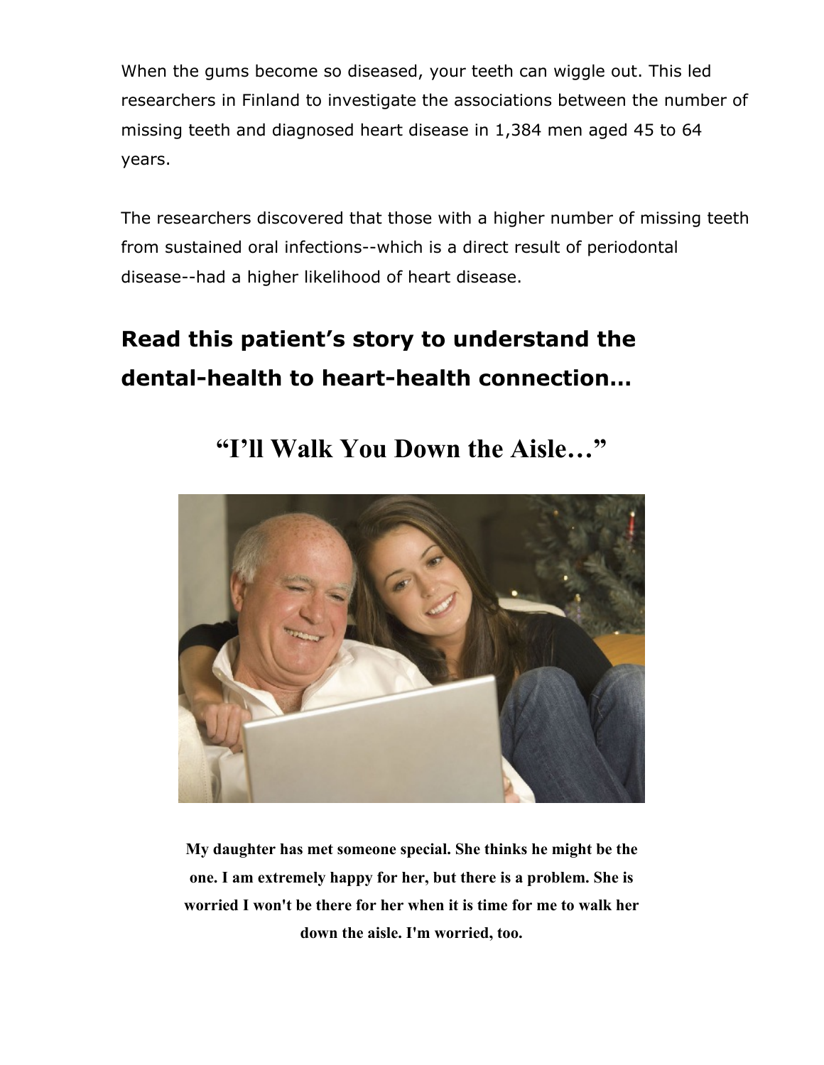When the gums become so diseased, your teeth can wiggle out. This led researchers in Finland to investigate the associations between the number of missing teeth and diagnosed heart disease in 1,384 men aged 45 to 64 years.

The researchers discovered that those with a higher number of missing teeth from sustained oral infections--which is a direct result of periodontal disease--had a higher likelihood of heart disease.

## Read this patient's story to understand the dental-health to heart-health connection…

# "I'll Walk You Down the Aisle…"

**My daughter has met someone special. She thinks he might be the one. I am extremely happy for her, but there is a problem. She is worried I won't be there for her when it is time for me to walk her down the aisle. I'm worried, too.**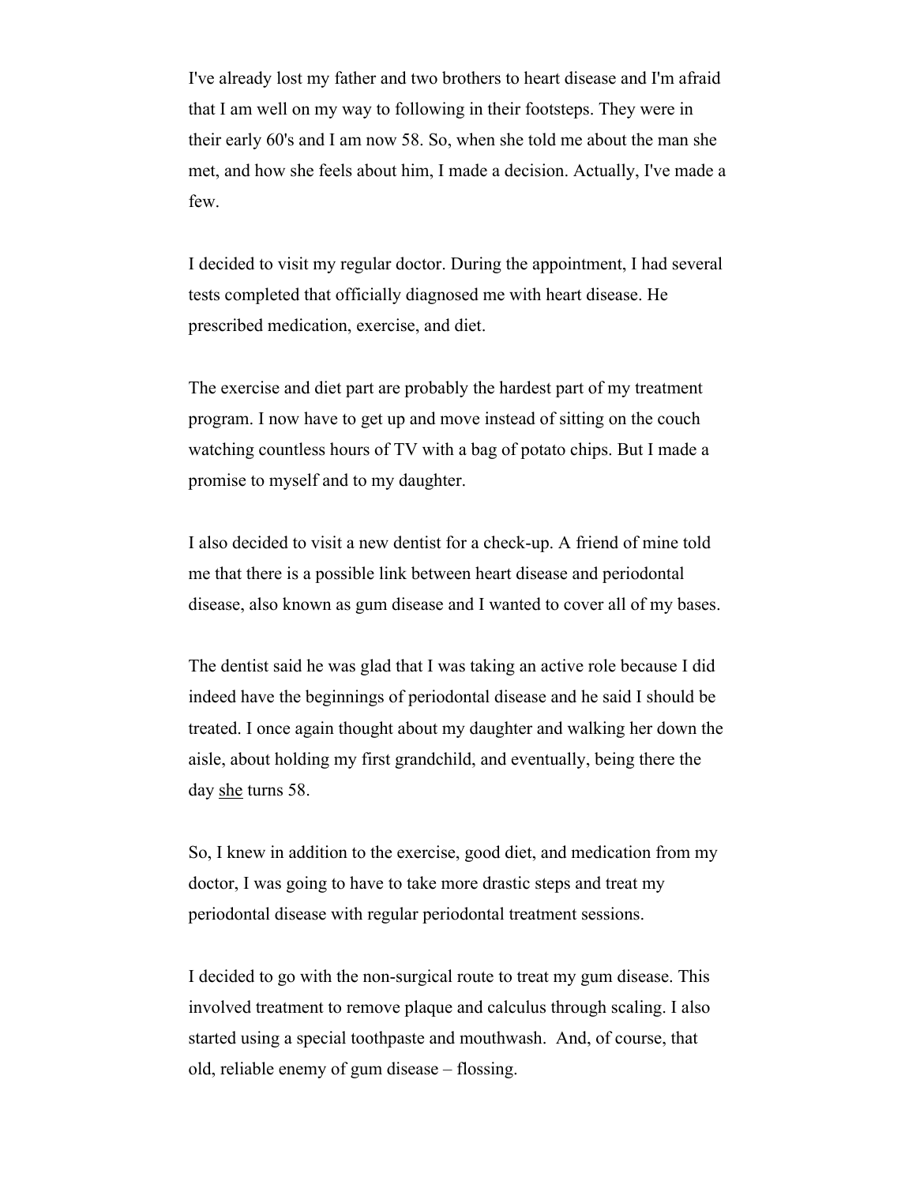I've already lost my father and two brothers to heart disease and I'm afraid that I am well on my way to following in their footsteps. They were in their early 60's and I am now 58. So, when she told me about the man she met, and how she feels about him, I made a decision. Actually, I've made a few.

I decided to visit my regular doctor. During the appointment, I had several tests completed that officially diagnosed me with heart disease. He prescribed medication, exercise, and diet.

The exercise and diet part are probably the hardest part of my treatment program. I now have to get up and move instead of sitting on the couch watching countless hours of TV with a bag of potato chips. But I made a promise to myself and to my daughter.

I also decided to visit a new dentist for a check-up. A friend of mine told me that there is a possible link between heart disease and periodontal disease, also known as gum disease and I wanted to cover all of my bases.

The dentist said he was glad that I was taking an active role because I did indeed have the beginnings of periodontal disease and he said I should be treated. I once again thought about my daughter and walking her down the aisle, about holding my first grandchild, and eventually, being there the day <u>she</u> turns 58.

So, I knew in addition to the exercise, good diet, and medication from my doctor, I was going to have to take more drastic steps and treat my periodontal disease with regular periodontal treatment sessions.

I decided to go with the non-surgical route to treat my gum disease. This involved treatment to remove plaque and calculus through scaling. I also started using a special toothpaste and mouthwash. And, of course, that old, reliable enemy of gum disease – flossing.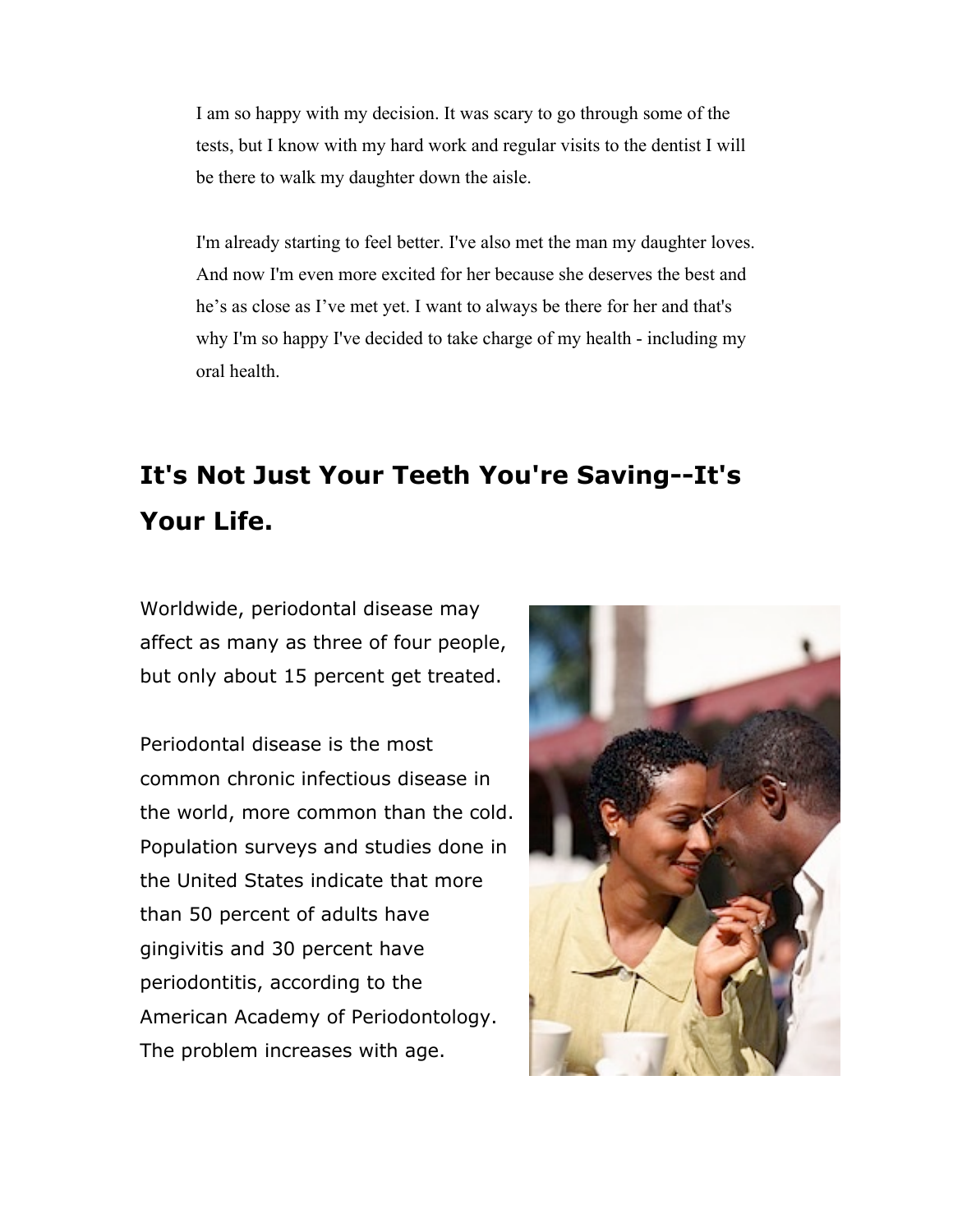I am so happy with my decision. It was scary to go through some of the tests, but I know with my hard work and regular visits to the dentist I will be there to walk my daughter down the aisle.

I'm already starting to feel better. I've also met the man my daughter loves. And now I'm even more excited for her because she deserves the best and he's as close as I've met yet. I want to always be there for her and that's why I'm so happy I've decided to take charge of my health - including my oral health.

## It's Not Just Your Teeth You're Saving--It's Your Life.

Worldwide, periodontal disease may affect as many as three of four people, but only about 15 percent get treated.

Periodontal disease is the most common chronic infectious disease in the world, more common than the cold. Population surveys and studies done in the United States indicate that more than 50 percent of adults have gingivitis and 30 percent have periodontitis, according to the American Academy of Periodontology. The problem increases with age.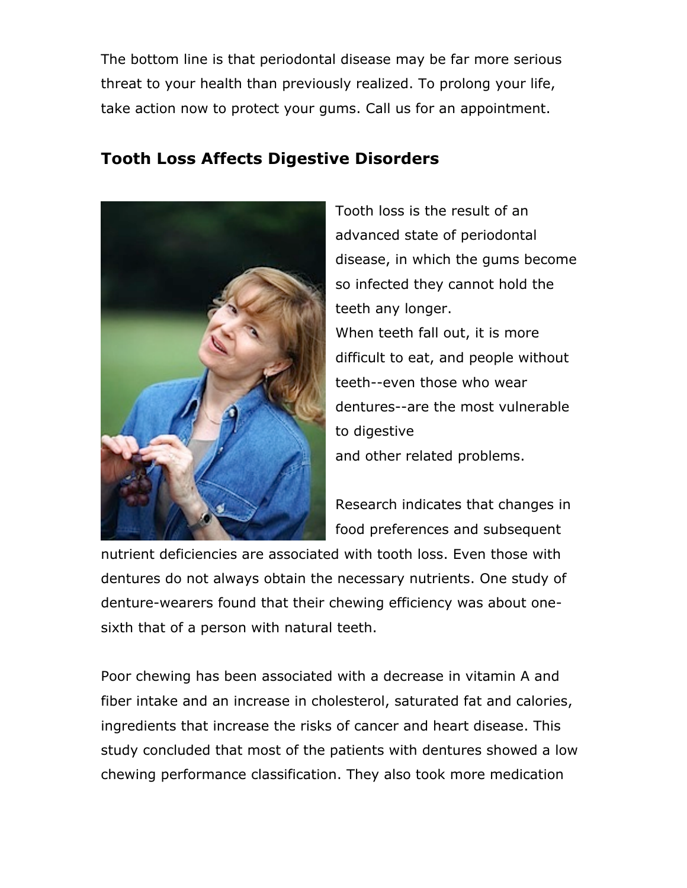The bottom line is that periodontal disease may be far more serious threat to your health than previously realized. To prolong your life, take action now to protect your gums. Call us for an appointment.

## Tooth Loss Affects Digestive Disorders

Tooth loss is the result of an advanced state of periodontal disease, in which the gums become so infected they cannot hold the teeth any longer.
When teeth fall out, it is more difficult to eat, and people without teeth--even those who wear dentures--are the most vulnerable to digestive and other related problems.

Research indicates that changes in food preferences and subsequent nutrient deficiencies are associated with tooth loss. Even those with dentures do not always obtain the necessary nutrients. One study of denture-wearers found that their chewing efficiency was about one-sixth that of a person with natural teeth.

Poor chewing has been associated with a decrease in vitamin A and fiber intake and an increase in cholesterol, saturated fat and calories, ingredients that increase the risks of cancer and heart disease. This study concluded that most of the patients with dentures showed a low chewing performance classification. They also took more medication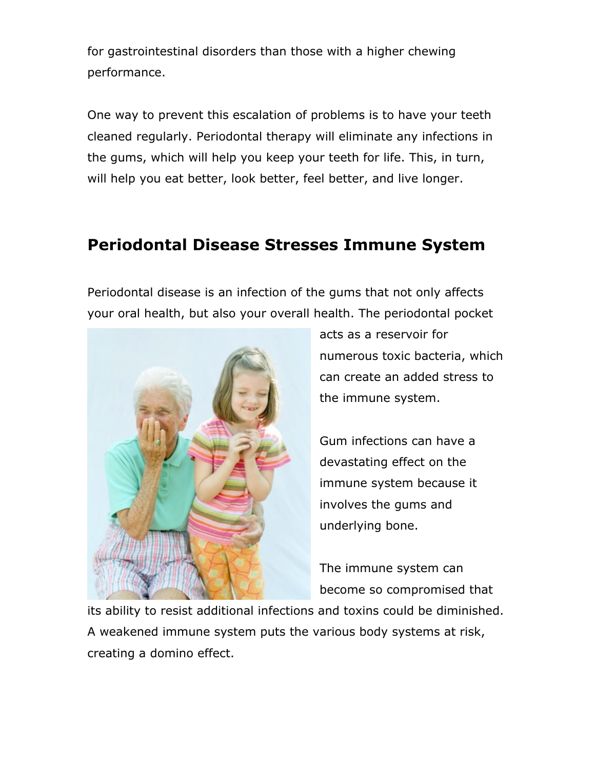for gastrointestinal disorders than those with a higher chewing performance.

One way to prevent this escalation of problems is to have your teeth cleaned regularly. Periodontal therapy will eliminate any infections in the gums, which will help you keep your teeth for life. This, in turn, will help you eat better, look better, feel better, and live longer.

## Periodontal Disease Stresses Immune System

Periodontal disease is an infection of the gums that not only affects your oral health, but also your overall health. The periodontal pocket acts as a reservoir for numerous toxic bacteria, which can create an added stress to the immune system.

Gum infections can have a devastating effect on the immune system because it involves the gums and underlying bone.

The immune system can become so compromised that its ability to resist additional infections and toxins could be diminished. A weakened immune system puts the various body systems at risk, creating a domino effect.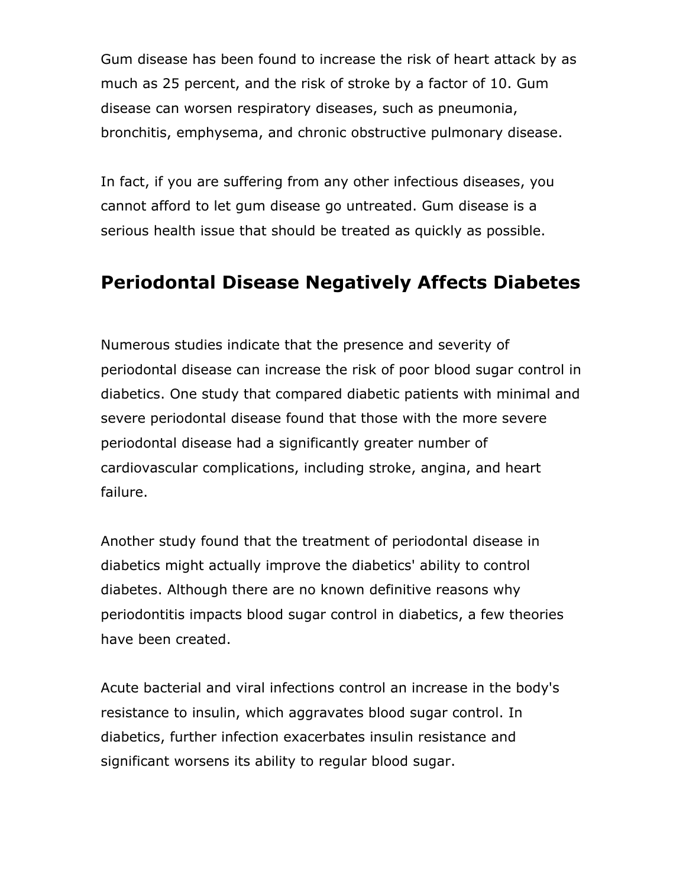Gum disease has been found to increase the risk of heart attack by as much as 25 percent, and the risk of stroke by a factor of 10. Gum disease can worsen respiratory diseases, such as pneumonia, bronchitis, emphysema, and chronic obstructive pulmonary disease.

In fact, if you are suffering from any other infectious diseases, you cannot afford to let gum disease go untreated. Gum disease is a serious health issue that should be treated as quickly as possible.

## Periodontal Disease Negatively Affects Diabetes

Numerous studies indicate that the presence and severity of periodontal disease can increase the risk of poor blood sugar control in diabetics. One study that compared diabetic patients with minimal and severe periodontal disease found that those with the more severe periodontal disease had a significantly greater number of cardiovascular complications, including stroke, angina, and heart failure.

Another study found that the treatment of periodontal disease in diabetics might actually improve the diabetics' ability to control diabetes. Although there are no known definitive reasons why periodontitis impacts blood sugar control in diabetics, a few theories have been created.

Acute bacterial and viral infections control an increase in the body's resistance to insulin, which aggravates blood sugar control. In diabetics, further infection exacerbates insulin resistance and significant worsens its ability to regular blood sugar.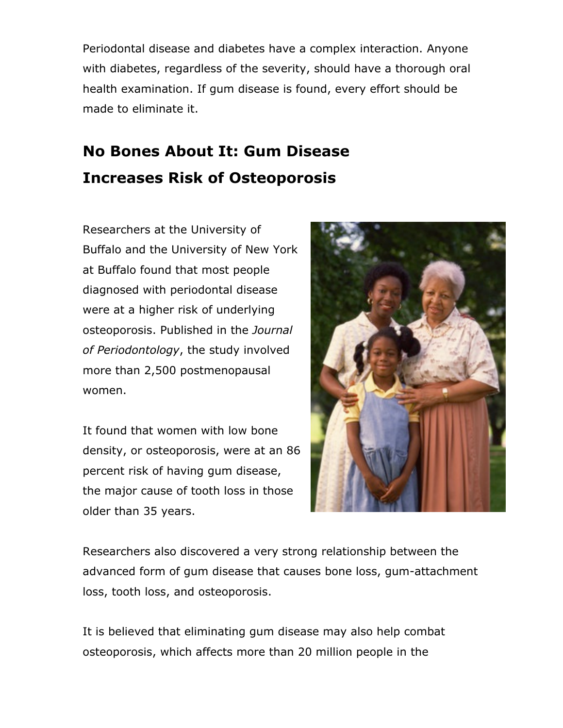Periodontal disease and diabetes have a complex interaction. Anyone with diabetes, regardless of the severity, should have a thorough oral health examination. If gum disease is found, every effort should be made to eliminate it.

## No Bones About It: Gum Disease Increases Risk of Osteoporosis

Researchers at the University of Buffalo and the University of New York at Buffalo found that most people diagnosed with periodontal disease were at a higher risk of underlying osteoporosis. Published in the *Journal of Periodontology*, the study involved more than 2,500 postmenopausal women.

It found that women with low bone density, or osteoporosis, were at an 86 percent risk of having gum disease, the major cause of tooth loss in those older than 35 years.

Researchers also discovered a very strong relationship between the advanced form of gum disease that causes bone loss, gum-attachment loss, tooth loss, and osteoporosis.

It is believed that eliminating gum disease may also help combat osteoporosis, which affects more than 20 million people in the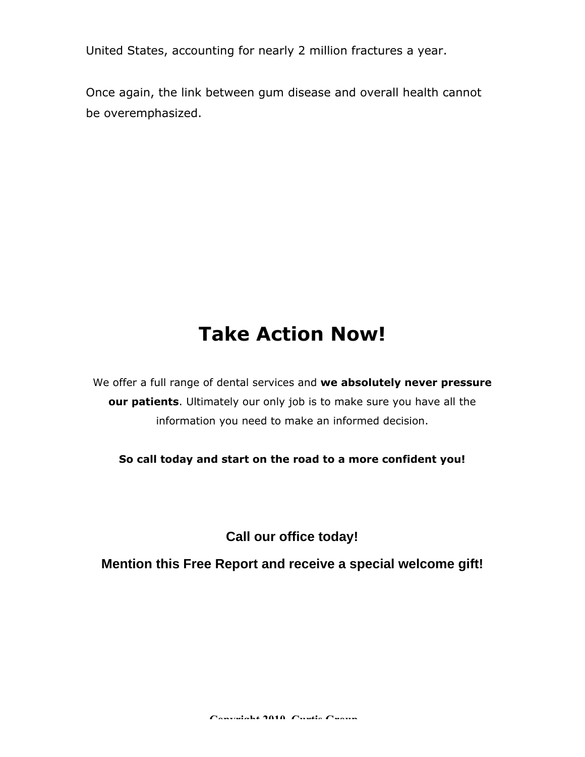United States, accounting for nearly 2 million fractures a year.

Once again, the link between gum disease and overall health cannot be overemphasized.

# Take Action Now!

We offer a full range of dental services and **we absolutely never pressure our patients**. Ultimately our only job is to make sure you have all the information you need to make an informed decision.

**So call today and start on the road to a more confident you!**

**Call our office today!**

**Mention this Free Report and receive a special welcome gift!**

**Copyright 2010, Curtis Group**